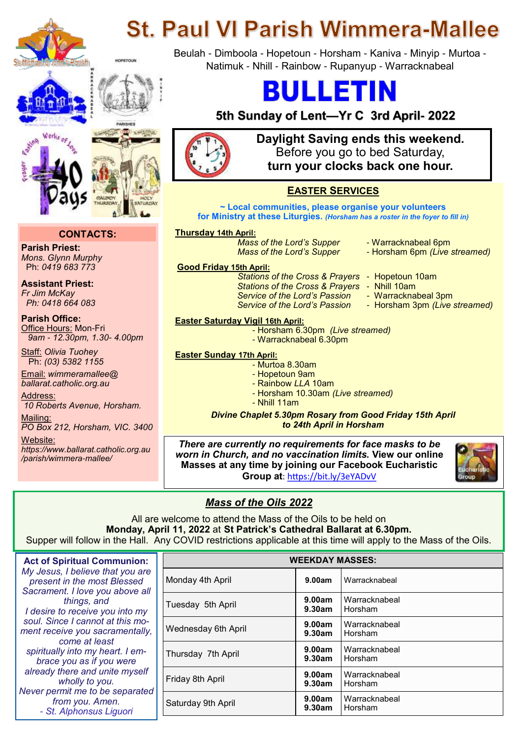# St. Paul VI Parish Wimmera-Mallee

Beulah - Dimboola - Hopetoun - Horsham - Kaniva - Minyip - Murtoa - Natimuk - Nhill - Rainbow - Rupanyup - Warracknabeal

# BULLETIN

## 5th Sunday of Lent—Yr C 3rd April- 2022

**Daylight Saving ends this weekend.**
Before you go to bed Saturday,
**turn your clocks back one hour.**

## CONTACTS:

**Parish Priest:**
*Mons. Glynn Murphy*
Ph: *0419 683 773*

**Assistant Priest:**
*Fr Jim McKay*
*Ph: 0418 664 083*

**Parish Office:**
Office Hours: Mon-Fri
*9am - 12.30pm, 1.30- 4.00pm*

Staff: *Olivia Tuohey*
Ph: *(03) 5382 1155*

Email: *wimmeramallee@ballarat.catholic.org.au*

Address:
*10 Roberts Avenue, Horsham.*

Mailing:
*PO Box 212, Horsham, VIC. 3400*

Website:
*https://www.ballarat.catholic.org.au/parish/wimmera-mallee/*

## EASTER SERVICES

**~ Local communities, please organise your volunteers for Ministry at these Liturgies.** ***(Horsham has a roster in the foyer to fill in)***

**Thursday 14th April:**
*Mass of the Lord's Supper* - Warracknabeal 6pm
*Mass of the Lord's Supper* - Horsham 6pm *(Live streamed)*

**Good Friday 15th April:**
*Stations of the Cross & Prayers* - Hopetoun 10am
*Stations of the Cross & Prayers* - Nhill 10am
*Service of the Lord's Passion* - Warracknabeal 3pm
*Service of the Lord's Passion* - Horsham 3pm *(Live streamed)*

**Easter Saturday Vigil 16th April:**
- Horsham 6.30pm *(Live streamed)*
- Warracknabeal 6.30pm

**Easter Sunday 17th April:**
- Murtoa 8.30am
- Hopetoun 9am
- Rainbow *LLA* 10am
- Horsham 10.30am *(Live streamed)*
- Nhill 11am

***Divine Chaplet 5.30pm Rosary from Good Friday 15th April to 24th April in Horsham***

***There are currently no requirements for face masks to be worn in Church, and no vaccination limits.*** **View our online Masses at any time by joining our Facebook Eucharistic Group at**: https://bit.ly/3eYADvV

## *Mass of the Oils 2022*

All are welcome to attend the Mass of the Oils to be held on
**Monday, April 11, 2022** at **St Patrick's Cathedral Ballarat at 6.30pm.**
Supper will follow in the Hall. Any COVID restrictions applicable at this time will apply to the Mass of the Oils.

**Act of Spiritual Communion:**
*My Jesus, I believe that you are present in the most Blessed Sacrament. I love you above all things, and I desire to receive you into my soul. Since I cannot at this moment receive you sacramentally, come at least spiritually into my heart. I embrace you as if you were already there and unite myself wholly to you. Never permit me to be separated from you. Amen.*
*- St. Alphonsus Liguori*

| WEEKDAY MASSES: | | |
|---|---|---|
| Monday 4th April | **9.00am** | Warracknabeal |
| Tuesday 5th April | **9.00am**<br>**9.30am** | Warracknabeal<br>Horsham |
| Wednesday 6th April | **9.00am**<br>**9.30am** | Warracknabeal<br>Horsham |
| Thursday 7th April | **9.00am**<br>**9.30am** | Warracknabeal<br>Horsham |
| Friday 8th April | **9.00am**<br>**9.30am** | Warracknabeal<br>Horsham |
| Saturday 9th April | **9.00am**<br>**9.30am** | Warracknabeal<br>Horsham |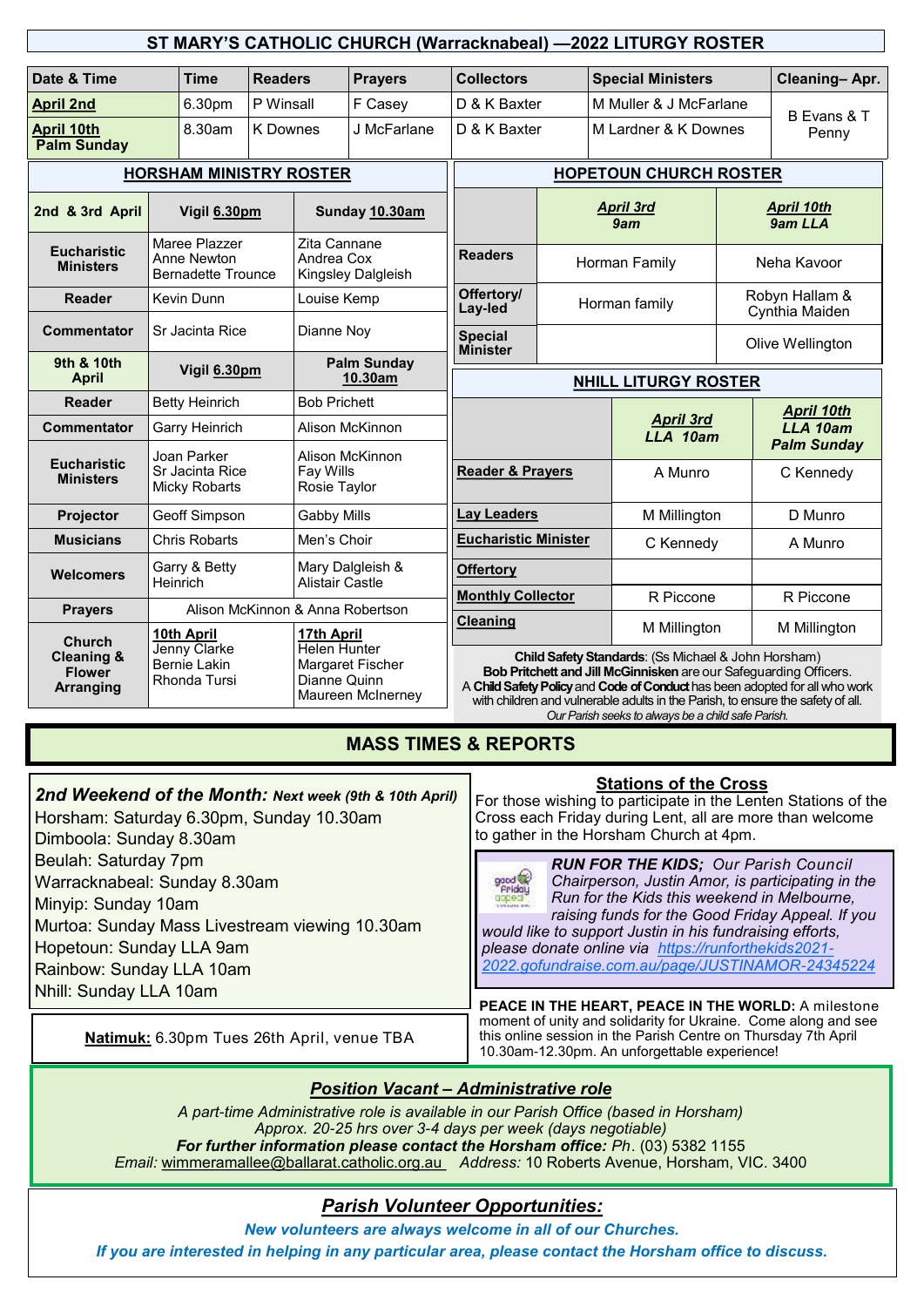# ST MARY'S CATHOLIC CHURCH (Warracknabeal) —2022 LITURGY ROSTER

| Date & Time | Time | Readers | Prayers | Collectors | Special Ministers | Cleaning– Apr. |
|---|---|---|---|---|---|---|
| **April 2nd** | 6.30pm | P Winsall | F Casey | D & K Baxter | M Muller & J McFarlane | B Evans & T Penny |
| **April 10th** Palm Sunday | 8.30am | K Downes | J McFarlane | D & K Baxter | M Lardner & K Downes | |

## HORSHAM MINISTRY ROSTER

| 2nd & 3rd April | Vigil 6.30pm | Sunday 10.30am |
|---|---|---|
| **Eucharistic Ministers** | Maree Plazzer<br>Anne Newton<br>Bernadette Trounce | Zita Cannane<br>Andrea Cox<br>Kingsley Dalgleish |
| **Reader** | Kevin Dunn | Louise Kemp |
| **Commentator** | Sr Jacinta Rice | Dianne Noy |
| **9th & 10th April** | **Vigil 6.30pm** | **Palm Sunday 10.30am** |
| **Reader** | Betty Heinrich | Bob Prichett |
| **Commentator** | Garry Heinrich | Alison McKinnon |
| **Eucharistic Ministers** | Joan Parker<br>Sr Jacinta Rice<br>Micky Robarts | Alison McKinnon<br>Fay Wills<br>Rosie Taylor |
| **Projector** | Geoff Simpson | Gabby Mills |
| **Musicians** | Chris Robarts | Men's Choir |
| **Welcomers** | Garry & Betty Heinrich | Mary Dalgleish & Alistair Castle |
| **Prayers** | Alison McKinnon & Anna Robertson | |
| **Church Cleaning & Flower Arranging** | **10th April**<br>Jenny Clarke<br>Bernie Lakin<br>Rhonda Tursi | **17th April**<br>Helen Hunter<br>Margaret Fischer<br>Dianne Quinn<br>Maureen McInerney |

## HOPETOUN CHURCH ROSTER

| | *April 3rd 9am* | *April 10th 9am LLA* |
|---|---|---|
| **Readers** | Horman Family | Neha Kavoor |
| **Offertory/ Lay-led** | Horman family | Robyn Hallam & Cynthia Maiden |
| **Special Minister** | | Olive Wellington |

## NHILL LITURGY ROSTER

| | *April 3rd LLA 10am* | *April 10th LLA 10am Palm Sunday* |
|---|---|---|
| **Reader & Prayers** | A Munro | C Kennedy |
| **Lay Leaders** | M Millington | D Munro |
| **Eucharistic Minister** | C Kennedy | A Munro |
| **Offertory** | | |
| **Monthly Collector** | R Piccone | R Piccone |
| **Cleaning** | M Millington | M Millington |

**Child Safety Standards**: (Ss Michael & John Horsham)
**Bob Pritchett and Jill McGinnisken** are our Safeguarding Officers.
A **Child Safety Policy** and **Code of Conduct** has been adopted for all who work with children and vulnerable adults in the Parish, to ensure the safety of all.
*Our Parish seeks to always be a child safe Parish.*

## MASS TIMES & REPORTS

***2nd Weekend of the Month:*** ***Next week (9th & 10th April)***

Horsham: Saturday 6.30pm, Sunday 10.30am
Dimboola: Sunday 8.30am
Beulah: Saturday 7pm
Warracknabeal: Sunday 8.30am
Minyip: Sunday 10am
Murtoa: Sunday Mass Livestream viewing 10.30am
Hopetoun: Sunday LLA 9am
Rainbow: Sunday LLA 10am
Nhill: Sunday LLA 10am

**Natimuk:** 6.30pm Tues 26th April, venue TBA

### Stations of the Cross

For those wishing to participate in the Lenten Stations of the Cross each Friday during Lent, all are more than welcome to gather in the Horsham Church at 4pm.

***RUN FOR THE KIDS;*** *Our Parish Council Chairperson, Justin Amor, is participating in the Run for the Kids this weekend in Melbourne, raising funds for the Good Friday Appeal. If you would like to support Justin in his fundraising efforts, please donate online via https://runforthekids2021-2022.gofundraise.com.au/page/JUSTINAMOR-24345224*

**PEACE IN THE HEART, PEACE IN THE WORLD:** A milestone moment of unity and solidarity for Ukraine. Come along and see this online session in the Parish Centre on Thursday 7th April 10.30am-12.30pm. An unforgettable experience!

### *Position Vacant – Administrative role*

*A part-time Administrative role is available in our Parish Office (based in Horsham)*
*Approx. 20-25 hrs over 3-4 days per week (days negotiable)*
***For further information please contact the Horsham office:*** *Ph*. (03) 5382 1155
*Email:* wimmeramallee@ballarat.catholic.org.au *Address:* 10 Roberts Avenue, Horsham, VIC. 3400

### *Parish Volunteer Opportunities:*

***New volunteers are always welcome in all of our Churches.***
***If you are interested in helping in any particular area, please contact the Horsham office to discuss.***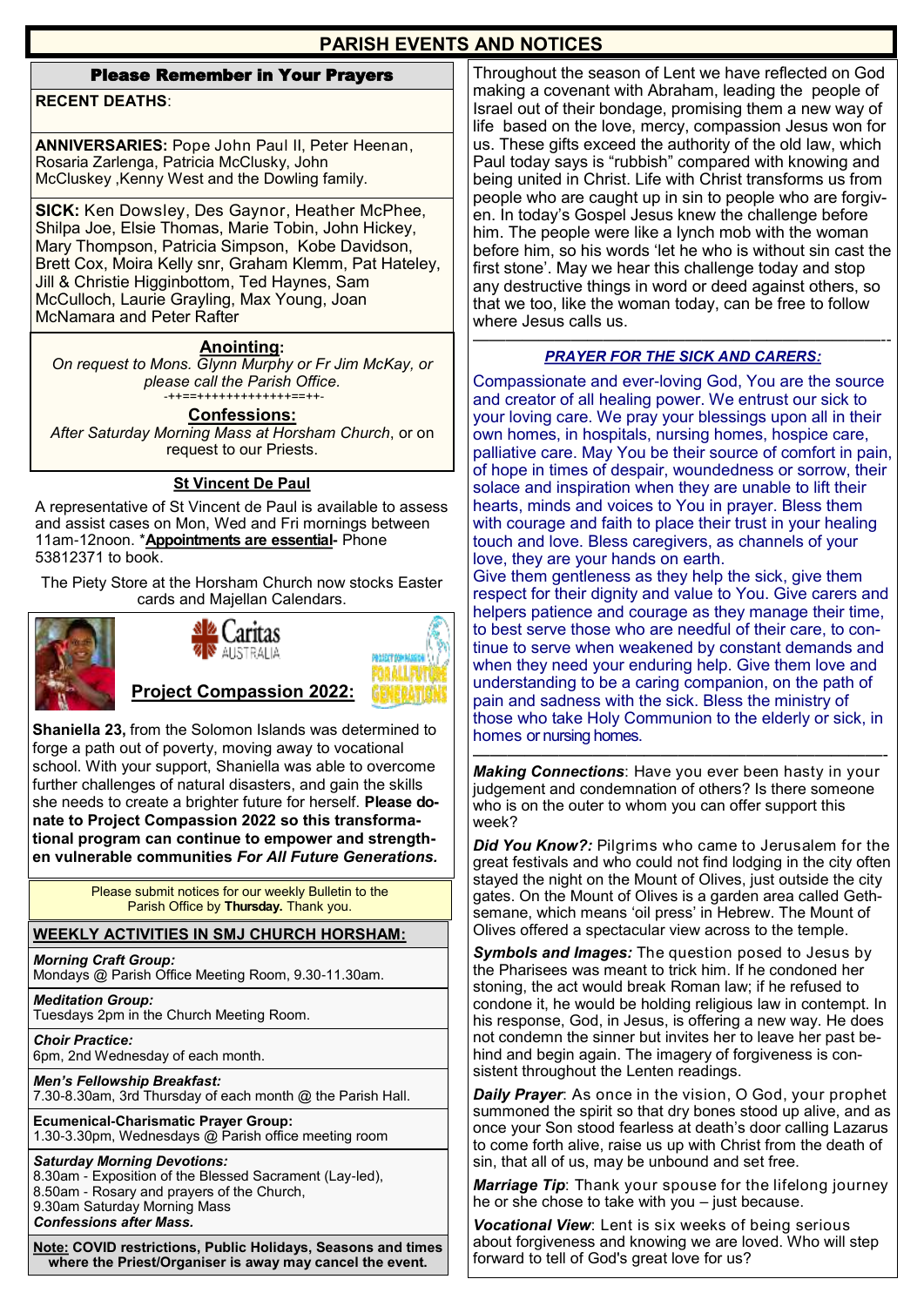# PARISH EVENTS AND NOTICES

## Please Remember in Your Prayers

**RECENT DEATHS**:

**ANNIVERSARIES:** Pope John Paul II, Peter Heenan, Rosaria Zarlenga, Patricia McClusky, John McCluskey ,Kenny West and the Dowling family.

**SICK:** Ken Dowsley, Des Gaynor, Heather McPhee, Shilpa Joe, Elsie Thomas, Marie Tobin, John Hickey, Mary Thompson, Patricia Simpson, Kobe Davidson, Brett Cox, Moira Kelly snr, Graham Klemm, Pat Hateley, Jill & Christie Higginbottom, Ted Haynes, Sam McCulloch, Laurie Grayling, Max Young, Joan McNamara and Peter Rafter

**Anointing:**
*On request to Mons. Glynn Murphy or Fr Jim McKay, or please call the Parish Office.*

-++=+++++++++++++++=++-

**Confessions:**
*After Saturday Morning Mass at Horsham Church*, or on request to our Priests.

**St Vincent De Paul**

A representative of St Vincent de Paul is available to assess and assist cases on Mon, Wed and Fri mornings between 11am-12noon. ***Appointments are essential**- Phone 53812371 to book.

The Piety Store at the Horsham Church now stocks Easter cards and Majellan Calendars.

Caritas AUSTRALIA

**Project Compassion 2022:**

PROJECT COMPASSION FOR ALL FUTURE GENERATIONS

**Shaniella 23,** from the Solomon Islands was determined to forge a path out of poverty, moving away to vocational school. With your support, Shaniella was able to overcome further challenges of natural disasters, and gain the skills she needs to create a brighter future for herself. **Please donate to Project Compassion 2022 so this transformational program can continue to empower and strengthen vulnerable communities *For All Future Generations.***

Please submit notices for our weekly Bulletin to the Parish Office by **Thursday.** Thank you.

## WEEKLY ACTIVITIES IN SMJ CHURCH HORSHAM:

***Morning Craft Group:***
Mondays @ Parish Office Meeting Room, 9.30-11.30am.

***Meditation Group:***
Tuesdays 2pm in the Church Meeting Room.

***Choir Practice:***
6pm, 2nd Wednesday of each month.

***Men's Fellowship Breakfast:***
7.30-8.30am, 3rd Thursday of each month @ the Parish Hall.

**Ecumenical-Charismatic Prayer Group:**
1.30-3.30pm, Wednesdays @ Parish office meeting room

***Saturday Morning Devotions:***
8.30am - Exposition of the Blessed Sacrament (Lay-led),
8.50am - Rosary and prayers of the Church,
9.30am Saturday Morning Mass
***Confessions after Mass.***

**Note: COVID restrictions, Public Holidays, Seasons and times where the Priest/Organiser is away may cancel the event.**

Throughout the season of Lent we have reflected on God making a covenant with Abraham, leading the people of Israel out of their bondage, promising them a new way of life based on the love, mercy, compassion Jesus won for us. These gifts exceed the authority of the old law, which Paul today says is "rubbish" compared with knowing and being united in Christ. Life with Christ transforms us from people who are caught up in sin to people who are forgiven. In today's Gospel Jesus knew the challenge before him. The people were like a lynch mob with the woman before him, so his words 'let he who is without sin cast the first stone'. May we hear this challenge today and stop any destructive things in word or deed against others, so that we too, like the woman today, can be free to follow where Jesus calls us.

---

***PRAYER FOR THE SICK AND CARERS:***

Compassionate and ever-loving God, You are the source and creator of all healing power. We entrust our sick to your loving care. We pray your blessings upon all in their own homes, in hospitals, nursing homes, hospice care, palliative care. May You be their source of comfort in pain, of hope in times of despair, woundedness or sorrow, their solace and inspiration when they are unable to lift their hearts, minds and voices to You in prayer. Bless them with courage and faith to place their trust in your healing touch and love. Bless caregivers, as channels of your love, they are your hands on earth.
Give them gentleness as they help the sick, give them respect for their dignity and value to You. Give carers and helpers patience and courage as they manage their time, to best serve those who are needful of their care, to continue to serve when weakened by constant demands and when they need your enduring help. Give them love and understanding to be a caring companion, on the path of pain and sadness with the sick. Bless the ministry of those who take Holy Communion to the elderly or sick, in homes or nursing homes.

---

***Making Connections***: Have you ever been hasty in your judgement and condemnation of others? Is there someone who is on the outer to whom you can offer support this week?

***Did You Know?:*** Pilgrims who came to Jerusalem for the great festivals and who could not find lodging in the city often stayed the night on the Mount of Olives, just outside the city gates. On the Mount of Olives is a garden area called Gethsemane, which means 'oil press' in Hebrew. The Mount of Olives offered a spectacular view across to the temple.

***Symbols and Images:*** The question posed to Jesus by the Pharisees was meant to trick him. If he condoned her stoning, the act would break Roman law; if he refused to condone it, he would be holding religious law in contempt. In his response, God, in Jesus, is offering a new way. He does not condemn the sinner but invites her to leave her past behind and begin again. The imagery of forgiveness is consistent throughout the Lenten readings.

***Daily Prayer***: As once in the vision, O God, your prophet summoned the spirit so that dry bones stood up alive, and as once your Son stood fearless at death's door calling Lazarus to come forth alive, raise us up with Christ from the death of sin, that all of us, may be unbound and set free.

***Marriage Tip***: Thank your spouse for the lifelong journey he or she chose to take with you – just because.

***Vocational View***: Lent is six weeks of being serious about forgiveness and knowing we are loved. Who will step forward to tell of God's great love for us?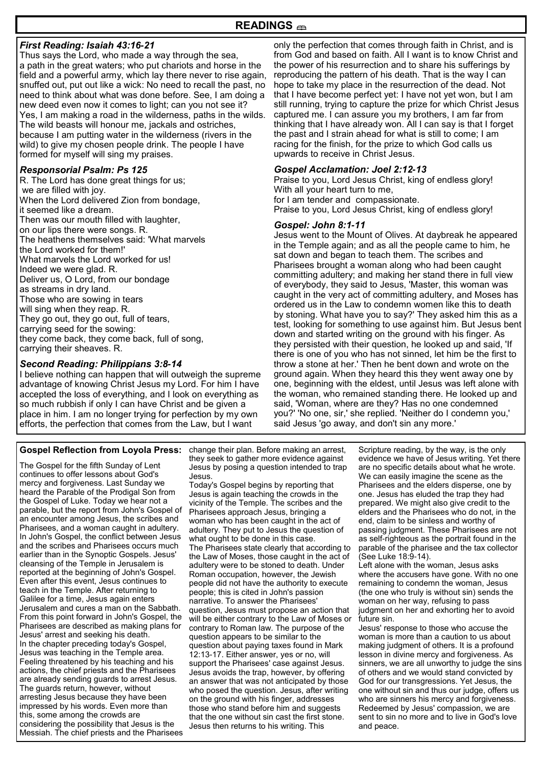# READINGS

### *First Reading: Isaiah 43:16-21*

Thus says the Lord, who made a way through the sea, a path in the great waters; who put chariots and horse in the field and a powerful army, which lay there never to rise again, snuffed out, put out like a wick: No need to recall the past, no need to think about what was done before. See, I am doing a new deed even now it comes to light; can you not see it? Yes, I am making a road in the wilderness, paths in the wilds. The wild beasts will honour me, jackals and ostriches, because I am putting water in the wilderness (rivers in the wild) to give my chosen people drink. The people I have formed for myself will sing my praises.

### *Responsorial Psalm: Ps 125*

R. The Lord has done great things for us;
we are filled with joy.
When the Lord delivered Zion from bondage,
it seemed like a dream.
Then was our mouth filled with laughter,
on our lips there were songs. R.
The heathens themselves said: 'What marvels
the Lord worked for them!'
What marvels the Lord worked for us!
Indeed we were glad. R.
Deliver us, O Lord, from our bondage
as streams in dry land.
Those who are sowing in tears
will sing when they reap. R.
They go out, they go out, full of tears,
carrying seed for the sowing:
they come back, they come back, full of song,
carrying their sheaves. R.

### *Second Reading: Philippians 3:8-14*

I believe nothing can happen that will outweigh the supreme advantage of knowing Christ Jesus my Lord. For him I have accepted the loss of everything, and I look on everything as so much rubbish if only I can have Christ and be given a place in him. I am no longer trying for perfection by my own efforts, the perfection that comes from the Law, but I want only the perfection that comes through faith in Christ, and is from God and based on faith. All I want is to know Christ and the power of his resurrection and to share his sufferings by reproducing the pattern of his death. That is the way I can hope to take my place in the resurrection of the dead. Not that I have become perfect yet: I have not yet won, but I am still running, trying to capture the prize for which Christ Jesus captured me. I can assure you my brothers, I am far from thinking that I have already won. All I can say is that I forget the past and I strain ahead for what is still to come; I am racing for the finish, for the prize to which God calls us upwards to receive in Christ Jesus.

### *Gospel Acclamation: Joel 2:12-13*

Praise to you, Lord Jesus Christ, king of endless glory!
With all your heart turn to me,
for I am tender and compassionate.
Praise to you, Lord Jesus Christ, king of endless glory!

### *Gospel: John 8:1-11*

Jesus went to the Mount of Olives. At daybreak he appeared in the Temple again; and as all the people came to him, he sat down and began to teach them. The scribes and Pharisees brought a woman along who had been caught committing adultery; and making her stand there in full view of everybody, they said to Jesus, 'Master, this woman was caught in the very act of committing adultery, and Moses has ordered us in the Law to condemn women like this to death by stoning. What have you to say?' They asked him this as a test, looking for something to use against him. But Jesus bent down and started writing on the ground with his finger. As they persisted with their question, he looked up and said, 'If there is one of you who has not sinned, let him be the first to throw a stone at her.' Then he bent down and wrote on the ground again. When they heard this they went away one by one, beginning with the eldest, until Jesus was left alone with the woman, who remained standing there. He looked up and said, 'Woman, where are they? Has no one condemned you?' 'No one, sir,' she replied. 'Neither do I condemn you,' said Jesus 'go away, and don't sin any more.'

### Gospel Reflection from Loyola Press:

The Gospel for the fifth Sunday of Lent continues to offer lessons about God's mercy and forgiveness. Last Sunday we heard the Parable of the Prodigal Son from the Gospel of Luke. Today we hear not a parable, but the report from John's Gospel of an encounter among Jesus, the scribes and Pharisees, and a woman caught in adultery. In John's Gospel, the conflict between Jesus and the scribes and Pharisees occurs much earlier than in the Synoptic Gospels. Jesus' cleansing of the Temple in Jerusalem is reported at the beginning of John's Gospel. Even after this event, Jesus continues to teach in the Temple. After returning to Galilee for a time, Jesus again enters Jerusalem and cures a man on the Sabbath. From this point forward in John's Gospel, the Pharisees are described as making plans for Jesus' arrest and seeking his death.

In the chapter preceding today's Gospel, Jesus was teaching in the Temple area. Feeling threatened by his teaching and his actions, the chief priests and the Pharisees are already sending guards to arrest Jesus. The guards return, however, without arresting Jesus because they have been impressed by his words. Even more than this, some among the crowds are considering the possibility that Jesus is the Messiah. The chief priests and the Pharisees change their plan. Before making an arrest, they seek to gather more evidence against Jesus by posing a question intended to trap Jesus.

Today's Gospel begins by reporting that Jesus is again teaching the crowds in the vicinity of the Temple. The scribes and the Pharisees approach Jesus, bringing a woman who has been caught in the act of adultery. They put to Jesus the question of what ought to be done in this case.

The Pharisees state clearly that according to the Law of Moses, those caught in the act of adultery were to be stoned to death. Under Roman occupation, however, the Jewish people did not have the authority to execute people; this is cited in John's passion narrative. To answer the Pharisees' question, Jesus must propose an action that will be either contrary to the Law of Moses or contrary to Roman law. The purpose of the question appears to be similar to the question about paying taxes found in Mark 12:13-17. Either answer, yes or no, will support the Pharisees' case against Jesus. Jesus avoids the trap, however, by offering an answer that was not anticipated by those who posed the question. Jesus, after writing on the ground with his finger, addresses those who stand before him and suggests that the one without sin cast the first stone. Jesus then returns to his writing. This Scripture reading, by the way, is the only evidence we have of Jesus writing. Yet there are no specific details about what he wrote. We can easily imagine the scene as the Pharisees and the elders disperse, one by one. Jesus has eluded the trap they had prepared. We might also give credit to the elders and the Pharisees who do not, in the end, claim to be sinless and worthy of passing judgment. These Pharisees are not as self-righteous as the portrait found in the parable of the pharisee and the tax collector (See Luke 18:9-14).

Left alone with the woman, Jesus asks where the accusers have gone. With no one remaining to condemn the woman, Jesus (the one who truly is without sin) sends the woman on her way, refusing to pass judgment on her and exhorting her to avoid future sin.

Jesus' response to those who accuse the woman is more than a caution to us about making judgment of others. It is a profound lesson in divine mercy and forgiveness. As sinners, we are all unworthy to judge the sins of others and we would stand convicted by God for our transgressions. Yet Jesus, the one without sin and thus our judge, offers us who are sinners his mercy and forgiveness. Redeemed by Jesus' compassion, we are sent to sin no more and to live in God's love and peace.